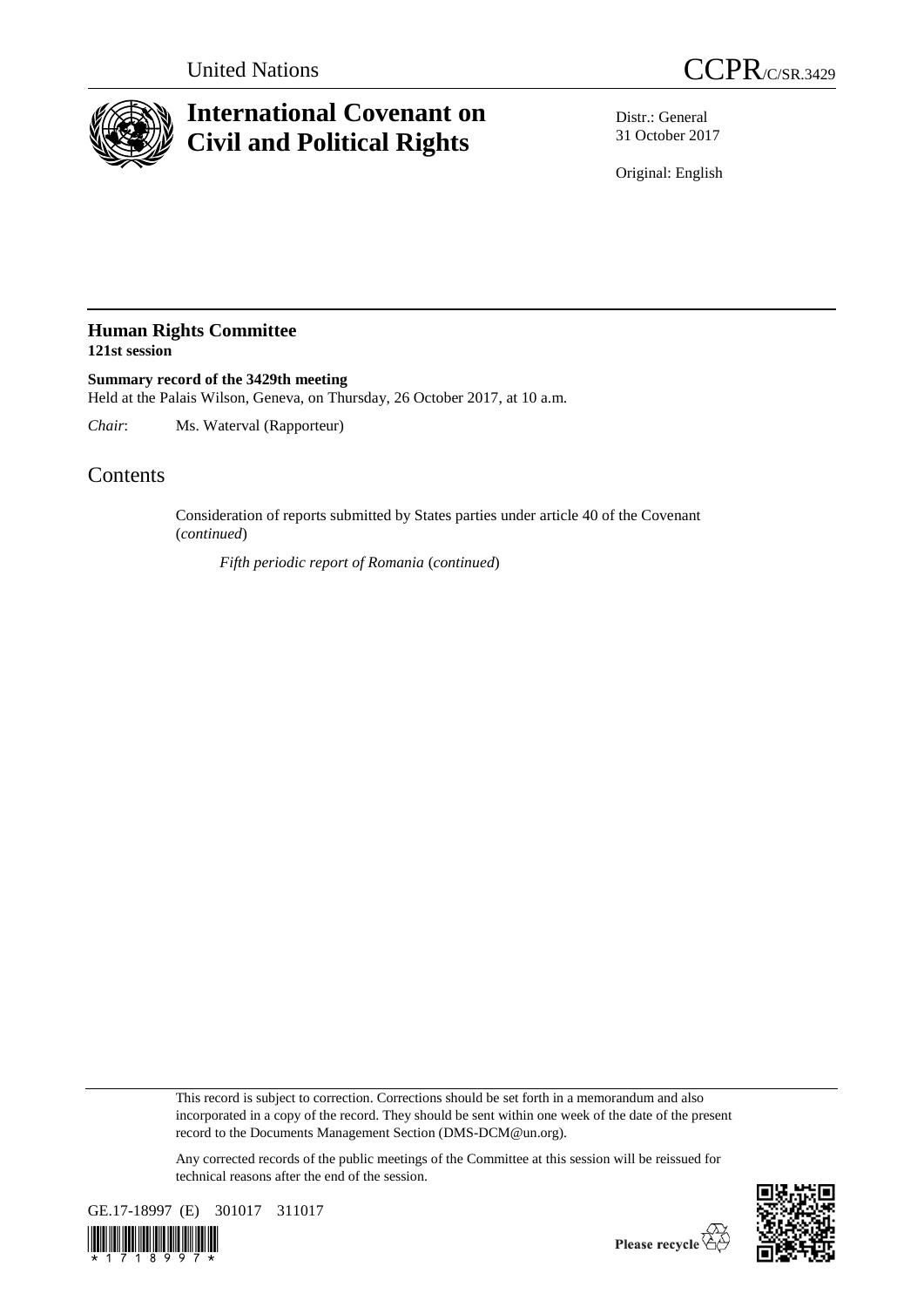United Nations

CCPR/C/SR.3429

# International Covenant on Civil and Political Rights

Distr.: General
31 October 2017

Original: English

## Human Rights Committee
**121st session**

**Summary record of the 3429th meeting**
Held at the Palais Wilson, Geneva, on Thursday, 26 October 2017, at 10 a.m.

*Chair*: Ms. Waterval (Rapporteur)

# Contents

Consideration of reports submitted by States parties under article 40 of the Covenant (*continued*)

*Fifth periodic report of Romania* (*continued*)

This record is subject to correction. Corrections should be set forth in a memorandum and also incorporated in a copy of the record. They should be sent within one week of the date of the present record to the Documents Management Section (DMS-DCM@un.org).

Any corrected records of the public meetings of the Committee at this session will be reissued for technical reasons after the end of the session.

GE.17-18997 (E) 301017 311017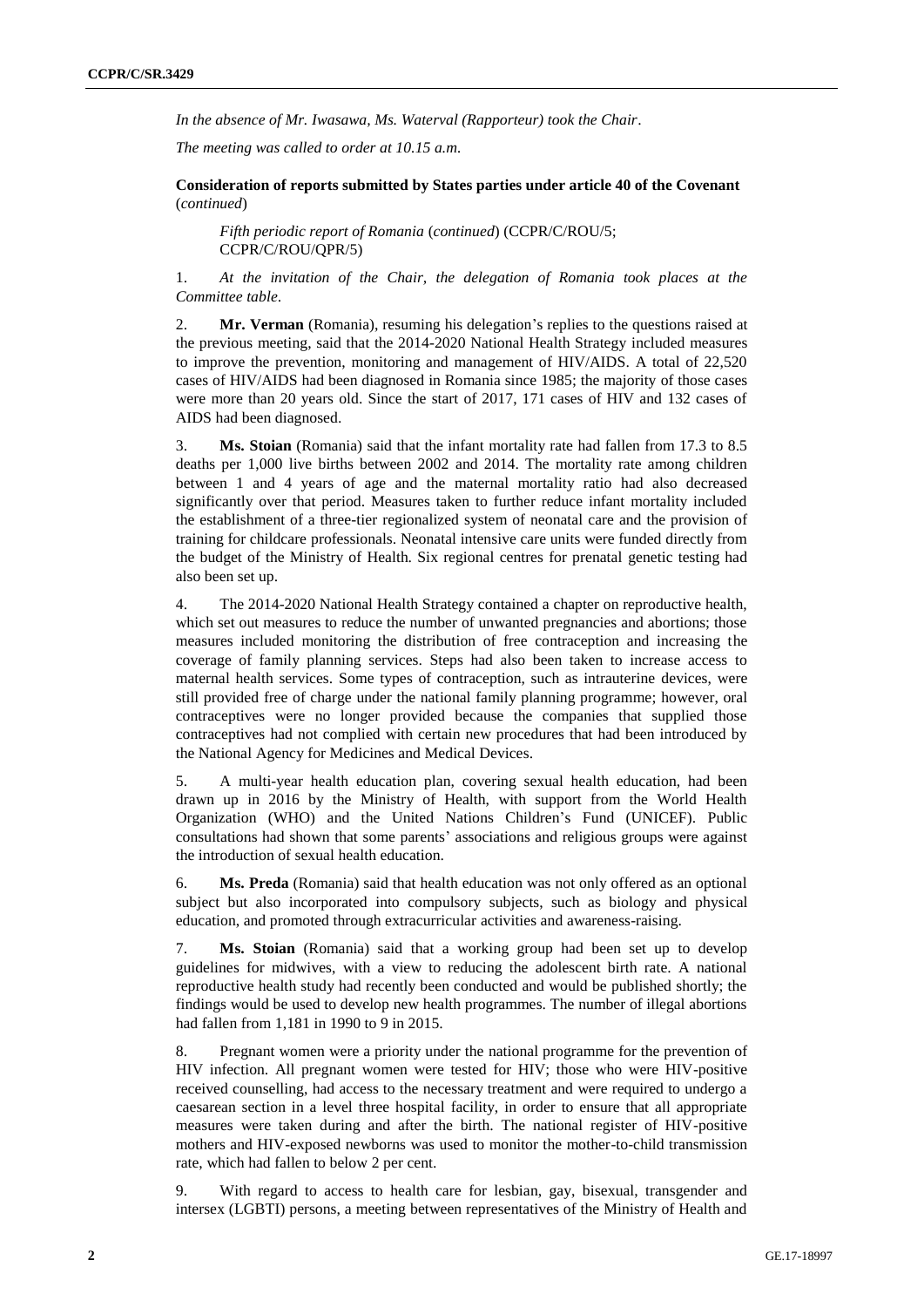*In the absence of Mr. Iwasawa, Ms. Waterval (Rapporteur) took the Chair.*

*The meeting was called to order at 10.15 a.m.*

**Consideration of reports submitted by States parties under article 40 of the Covenant** (*continued*)

*Fifth periodic report of Romania* (*continued*) (CCPR/C/ROU/5; CCPR/C/ROU/QPR/5)

1. *At the invitation of the Chair, the delegation of Romania took places at the Committee table.*

2. **Mr. Verman** (Romania), resuming his delegation's replies to the questions raised at the previous meeting, said that the 2014-2020 National Health Strategy included measures to improve the prevention, monitoring and management of HIV/AIDS. A total of 22,520 cases of HIV/AIDS had been diagnosed in Romania since 1985; the majority of those cases were more than 20 years old. Since the start of 2017, 171 cases of HIV and 132 cases of AIDS had been diagnosed.

3. **Ms. Stoian** (Romania) said that the infant mortality rate had fallen from 17.3 to 8.5 deaths per 1,000 live births between 2002 and 2014. The mortality rate among children between 1 and 4 years of age and the maternal mortality ratio had also decreased significantly over that period. Measures taken to further reduce infant mortality included the establishment of a three-tier regionalized system of neonatal care and the provision of training for childcare professionals. Neonatal intensive care units were funded directly from the budget of the Ministry of Health. Six regional centres for prenatal genetic testing had also been set up.

4. The 2014-2020 National Health Strategy contained a chapter on reproductive health, which set out measures to reduce the number of unwanted pregnancies and abortions; those measures included monitoring the distribution of free contraception and increasing the coverage of family planning services. Steps had also been taken to increase access to maternal health services. Some types of contraception, such as intrauterine devices, were still provided free of charge under the national family planning programme; however, oral contraceptives were no longer provided because the companies that supplied those contraceptives had not complied with certain new procedures that had been introduced by the National Agency for Medicines and Medical Devices.

5. A multi-year health education plan, covering sexual health education, had been drawn up in 2016 by the Ministry of Health, with support from the World Health Organization (WHO) and the United Nations Children's Fund (UNICEF). Public consultations had shown that some parents' associations and religious groups were against the introduction of sexual health education.

6. **Ms. Preda** (Romania) said that health education was not only offered as an optional subject but also incorporated into compulsory subjects, such as biology and physical education, and promoted through extracurricular activities and awareness-raising.

7. **Ms. Stoian** (Romania) said that a working group had been set up to develop guidelines for midwives, with a view to reducing the adolescent birth rate. A national reproductive health study had recently been conducted and would be published shortly; the findings would be used to develop new health programmes. The number of illegal abortions had fallen from 1,181 in 1990 to 9 in 2015.

8. Pregnant women were a priority under the national programme for the prevention of HIV infection. All pregnant women were tested for HIV; those who were HIV-positive received counselling, had access to the necessary treatment and were required to undergo a caesarean section in a level three hospital facility, in order to ensure that all appropriate measures were taken during and after the birth. The national register of HIV-positive mothers and HIV-exposed newborns was used to monitor the mother-to-child transmission rate, which had fallen to below 2 per cent.

9. With regard to access to health care for lesbian, gay, bisexual, transgender and intersex (LGBTI) persons, a meeting between representatives of the Ministry of Health and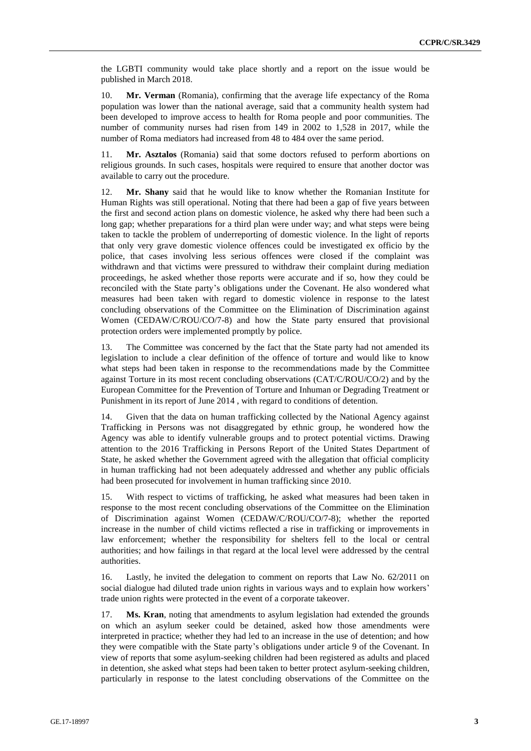the LGBTI community would take place shortly and a report on the issue would be published in March 2018.

10. **Mr. Verman** (Romania), confirming that the average life expectancy of the Roma population was lower than the national average, said that a community health system had been developed to improve access to health for Roma people and poor communities. The number of community nurses had risen from 149 in 2002 to 1,528 in 2017, while the number of Roma mediators had increased from 48 to 484 over the same period.

11. **Mr. Asztalos** (Romania) said that some doctors refused to perform abortions on religious grounds. In such cases, hospitals were required to ensure that another doctor was available to carry out the procedure.

12. **Mr. Shany** said that he would like to know whether the Romanian Institute for Human Rights was still operational. Noting that there had been a gap of five years between the first and second action plans on domestic violence, he asked why there had been such a long gap; whether preparations for a third plan were under way; and what steps were being taken to tackle the problem of underreporting of domestic violence. In the light of reports that only very grave domestic violence offences could be investigated ex officio by the police, that cases involving less serious offences were closed if the complaint was withdrawn and that victims were pressured to withdraw their complaint during mediation proceedings, he asked whether those reports were accurate and if so, how they could be reconciled with the State party's obligations under the Covenant. He also wondered what measures had been taken with regard to domestic violence in response to the latest concluding observations of the Committee on the Elimination of Discrimination against Women (CEDAW/C/ROU/CO/7-8) and how the State party ensured that provisional protection orders were implemented promptly by police.

13. The Committee was concerned by the fact that the State party had not amended its legislation to include a clear definition of the offence of torture and would like to know what steps had been taken in response to the recommendations made by the Committee against Torture in its most recent concluding observations (CAT/C/ROU/CO/2) and by the European Committee for the Prevention of Torture and Inhuman or Degrading Treatment or Punishment in its report of June 2014 , with regard to conditions of detention.

14. Given that the data on human trafficking collected by the National Agency against Trafficking in Persons was not disaggregated by ethnic group, he wondered how the Agency was able to identify vulnerable groups and to protect potential victims. Drawing attention to the 2016 Trafficking in Persons Report of the United States Department of State, he asked whether the Government agreed with the allegation that official complicity in human trafficking had not been adequately addressed and whether any public officials had been prosecuted for involvement in human trafficking since 2010.

15. With respect to victims of trafficking, he asked what measures had been taken in response to the most recent concluding observations of the Committee on the Elimination of Discrimination against Women (CEDAW/C/ROU/CO/7-8); whether the reported increase in the number of child victims reflected a rise in trafficking or improvements in law enforcement; whether the responsibility for shelters fell to the local or central authorities; and how failings in that regard at the local level were addressed by the central authorities.

16. Lastly, he invited the delegation to comment on reports that Law No. 62/2011 on social dialogue had diluted trade union rights in various ways and to explain how workers' trade union rights were protected in the event of a corporate takeover.

17. **Ms. Kran**, noting that amendments to asylum legislation had extended the grounds on which an asylum seeker could be detained, asked how those amendments were interpreted in practice; whether they had led to an increase in the use of detention; and how they were compatible with the State party's obligations under article 9 of the Covenant. In view of reports that some asylum-seeking children had been registered as adults and placed in detention, she asked what steps had been taken to better protect asylum-seeking children, particularly in response to the latest concluding observations of the Committee on the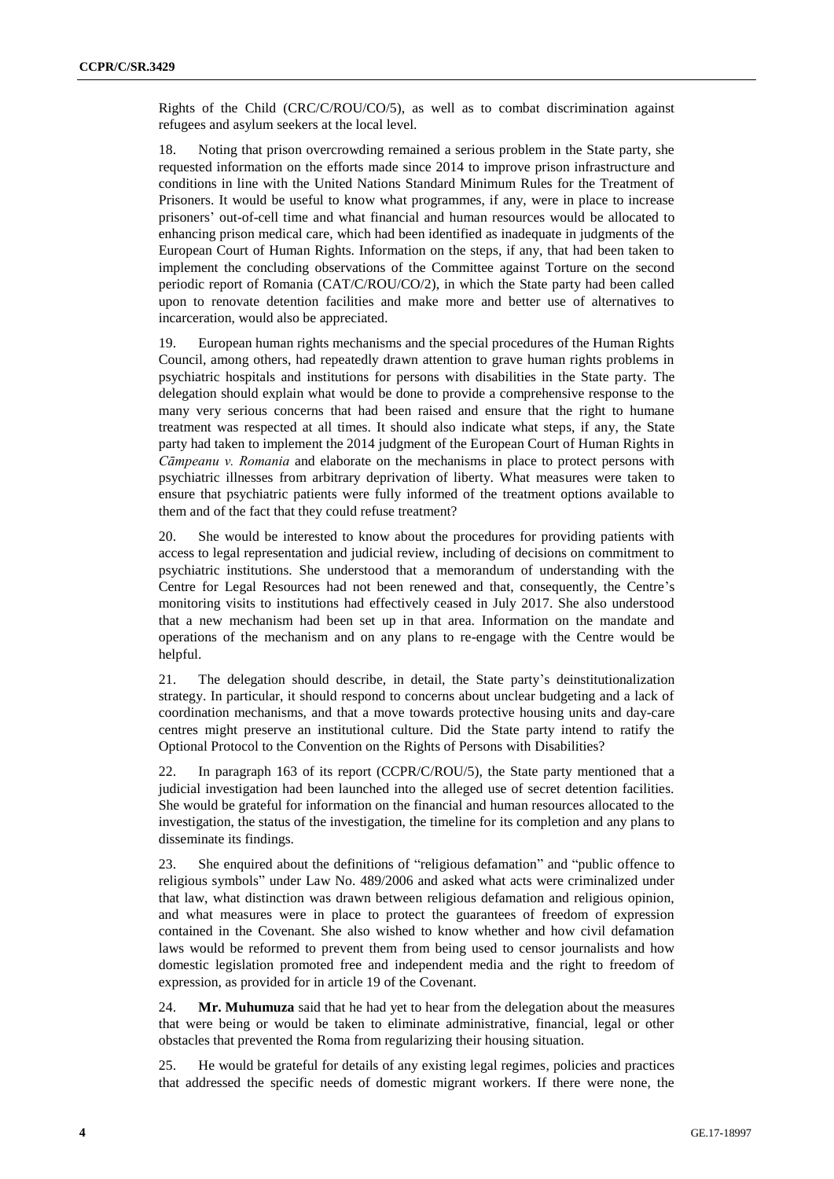Rights of the Child (CRC/C/ROU/CO/5), as well as to combat discrimination against refugees and asylum seekers at the local level.

18. Noting that prison overcrowding remained a serious problem in the State party, she requested information on the efforts made since 2014 to improve prison infrastructure and conditions in line with the United Nations Standard Minimum Rules for the Treatment of Prisoners. It would be useful to know what programmes, if any, were in place to increase prisoners' out-of-cell time and what financial and human resources would be allocated to enhancing prison medical care, which had been identified as inadequate in judgments of the European Court of Human Rights. Information on the steps, if any, that had been taken to implement the concluding observations of the Committee against Torture on the second periodic report of Romania (CAT/C/ROU/CO/2), in which the State party had been called upon to renovate detention facilities and make more and better use of alternatives to incarceration, would also be appreciated.

19. European human rights mechanisms and the special procedures of the Human Rights Council, among others, had repeatedly drawn attention to grave human rights problems in psychiatric hospitals and institutions for persons with disabilities in the State party. The delegation should explain what would be done to provide a comprehensive response to the many very serious concerns that had been raised and ensure that the right to humane treatment was respected at all times. It should also indicate what steps, if any, the State party had taken to implement the 2014 judgment of the European Court of Human Rights in *Câmpeanu v. Romania* and elaborate on the mechanisms in place to protect persons with psychiatric illnesses from arbitrary deprivation of liberty. What measures were taken to ensure that psychiatric patients were fully informed of the treatment options available to them and of the fact that they could refuse treatment?

20. She would be interested to know about the procedures for providing patients with access to legal representation and judicial review, including of decisions on commitment to psychiatric institutions. She understood that a memorandum of understanding with the Centre for Legal Resources had not been renewed and that, consequently, the Centre's monitoring visits to institutions had effectively ceased in July 2017. She also understood that a new mechanism had been set up in that area. Information on the mandate and operations of the mechanism and on any plans to re-engage with the Centre would be helpful.

21. The delegation should describe, in detail, the State party's deinstitutionalization strategy. In particular, it should respond to concerns about unclear budgeting and a lack of coordination mechanisms, and that a move towards protective housing units and day-care centres might preserve an institutional culture. Did the State party intend to ratify the Optional Protocol to the Convention on the Rights of Persons with Disabilities?

22. In paragraph 163 of its report (CCPR/C/ROU/5), the State party mentioned that a judicial investigation had been launched into the alleged use of secret detention facilities. She would be grateful for information on the financial and human resources allocated to the investigation, the status of the investigation, the timeline for its completion and any plans to disseminate its findings.

23. She enquired about the definitions of "religious defamation" and "public offence to religious symbols" under Law No. 489/2006 and asked what acts were criminalized under that law, what distinction was drawn between religious defamation and religious opinion, and what measures were in place to protect the guarantees of freedom of expression contained in the Covenant. She also wished to know whether and how civil defamation laws would be reformed to prevent them from being used to censor journalists and how domestic legislation promoted free and independent media and the right to freedom of expression, as provided for in article 19 of the Covenant.

24. **Mr. Muhumuza** said that he had yet to hear from the delegation about the measures that were being or would be taken to eliminate administrative, financial, legal or other obstacles that prevented the Roma from regularizing their housing situation.

25. He would be grateful for details of any existing legal regimes, policies and practices that addressed the specific needs of domestic migrant workers. If there were none, the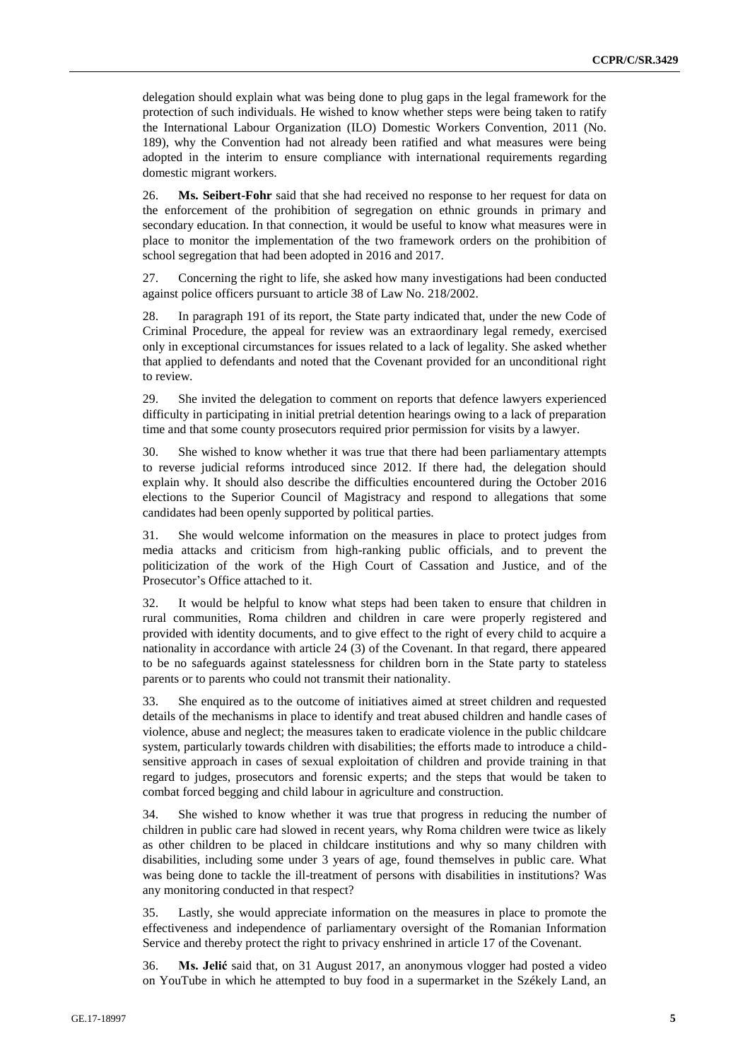delegation should explain what was being done to plug gaps in the legal framework for the protection of such individuals. He wished to know whether steps were being taken to ratify the International Labour Organization (ILO) Domestic Workers Convention, 2011 (No. 189), why the Convention had not already been ratified and what measures were being adopted in the interim to ensure compliance with international requirements regarding domestic migrant workers.

26. **Ms. Seibert-Fohr** said that she had received no response to her request for data on the enforcement of the prohibition of segregation on ethnic grounds in primary and secondary education. In that connection, it would be useful to know what measures were in place to monitor the implementation of the two framework orders on the prohibition of school segregation that had been adopted in 2016 and 2017.

27. Concerning the right to life, she asked how many investigations had been conducted against police officers pursuant to article 38 of Law No. 218/2002.

28. In paragraph 191 of its report, the State party indicated that, under the new Code of Criminal Procedure, the appeal for review was an extraordinary legal remedy, exercised only in exceptional circumstances for issues related to a lack of legality. She asked whether that applied to defendants and noted that the Covenant provided for an unconditional right to review.

29. She invited the delegation to comment on reports that defence lawyers experienced difficulty in participating in initial pretrial detention hearings owing to a lack of preparation time and that some county prosecutors required prior permission for visits by a lawyer.

30. She wished to know whether it was true that there had been parliamentary attempts to reverse judicial reforms introduced since 2012. If there had, the delegation should explain why. It should also describe the difficulties encountered during the October 2016 elections to the Superior Council of Magistracy and respond to allegations that some candidates had been openly supported by political parties.

31. She would welcome information on the measures in place to protect judges from media attacks and criticism from high-ranking public officials, and to prevent the politicization of the work of the High Court of Cassation and Justice, and of the Prosecutor's Office attached to it.

32. It would be helpful to know what steps had been taken to ensure that children in rural communities, Roma children and children in care were properly registered and provided with identity documents, and to give effect to the right of every child to acquire a nationality in accordance with article 24 (3) of the Covenant. In that regard, there appeared to be no safeguards against statelessness for children born in the State party to stateless parents or to parents who could not transmit their nationality.

33. She enquired as to the outcome of initiatives aimed at street children and requested details of the mechanisms in place to identify and treat abused children and handle cases of violence, abuse and neglect; the measures taken to eradicate violence in the public childcare system, particularly towards children with disabilities; the efforts made to introduce a child-sensitive approach in cases of sexual exploitation of children and provide training in that regard to judges, prosecutors and forensic experts; and the steps that would be taken to combat forced begging and child labour in agriculture and construction.

34. She wished to know whether it was true that progress in reducing the number of children in public care had slowed in recent years, why Roma children were twice as likely as other children to be placed in childcare institutions and why so many children with disabilities, including some under 3 years of age, found themselves in public care. What was being done to tackle the ill-treatment of persons with disabilities in institutions? Was any monitoring conducted in that respect?

35. Lastly, she would appreciate information on the measures in place to promote the effectiveness and independence of parliamentary oversight of the Romanian Information Service and thereby protect the right to privacy enshrined in article 17 of the Covenant.

36. **Ms. Jelić** said that, on 31 August 2017, an anonymous vlogger had posted a video on YouTube in which he attempted to buy food in a supermarket in the Székely Land, an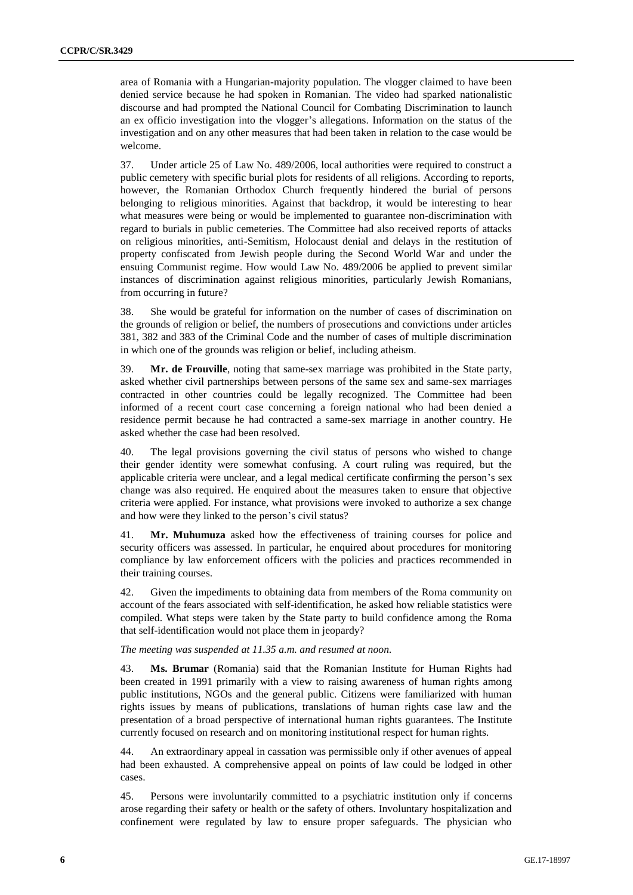area of Romania with a Hungarian-majority population. The vlogger claimed to have been denied service because he had spoken in Romanian. The video had sparked nationalistic discourse and had prompted the National Council for Combating Discrimination to launch an ex officio investigation into the vlogger's allegations. Information on the status of the investigation and on any other measures that had been taken in relation to the case would be welcome.

37. Under article 25 of Law No. 489/2006, local authorities were required to construct a public cemetery with specific burial plots for residents of all religions. According to reports, however, the Romanian Orthodox Church frequently hindered the burial of persons belonging to religious minorities. Against that backdrop, it would be interesting to hear what measures were being or would be implemented to guarantee non-discrimination with regard to burials in public cemeteries. The Committee had also received reports of attacks on religious minorities, anti-Semitism, Holocaust denial and delays in the restitution of property confiscated from Jewish people during the Second World War and under the ensuing Communist regime. How would Law No. 489/2006 be applied to prevent similar instances of discrimination against religious minorities, particularly Jewish Romanians, from occurring in future?

38. She would be grateful for information on the number of cases of discrimination on the grounds of religion or belief, the numbers of prosecutions and convictions under articles 381, 382 and 383 of the Criminal Code and the number of cases of multiple discrimination in which one of the grounds was religion or belief, including atheism.

39. **Mr. de Frouville**, noting that same-sex marriage was prohibited in the State party, asked whether civil partnerships between persons of the same sex and same-sex marriages contracted in other countries could be legally recognized. The Committee had been informed of a recent court case concerning a foreign national who had been denied a residence permit because he had contracted a same-sex marriage in another country. He asked whether the case had been resolved.

40. The legal provisions governing the civil status of persons who wished to change their gender identity were somewhat confusing. A court ruling was required, but the applicable criteria were unclear, and a legal medical certificate confirming the person's sex change was also required. He enquired about the measures taken to ensure that objective criteria were applied. For instance, what provisions were invoked to authorize a sex change and how were they linked to the person's civil status?

41. **Mr. Muhumuza** asked how the effectiveness of training courses for police and security officers was assessed. In particular, he enquired about procedures for monitoring compliance by law enforcement officers with the policies and practices recommended in their training courses.

42. Given the impediments to obtaining data from members of the Roma community on account of the fears associated with self-identification, he asked how reliable statistics were compiled. What steps were taken by the State party to build confidence among the Roma that self-identification would not place them in jeopardy?

*The meeting was suspended at 11.35 a.m. and resumed at noon.*

43. **Ms. Brumar** (Romania) said that the Romanian Institute for Human Rights had been created in 1991 primarily with a view to raising awareness of human rights among public institutions, NGOs and the general public. Citizens were familiarized with human rights issues by means of publications, translations of human rights case law and the presentation of a broad perspective of international human rights guarantees. The Institute currently focused on research and on monitoring institutional respect for human rights.

44. An extraordinary appeal in cassation was permissible only if other avenues of appeal had been exhausted. A comprehensive appeal on points of law could be lodged in other cases.

45. Persons were involuntarily committed to a psychiatric institution only if concerns arose regarding their safety or health or the safety of others. Involuntary hospitalization and confinement were regulated by law to ensure proper safeguards. The physician who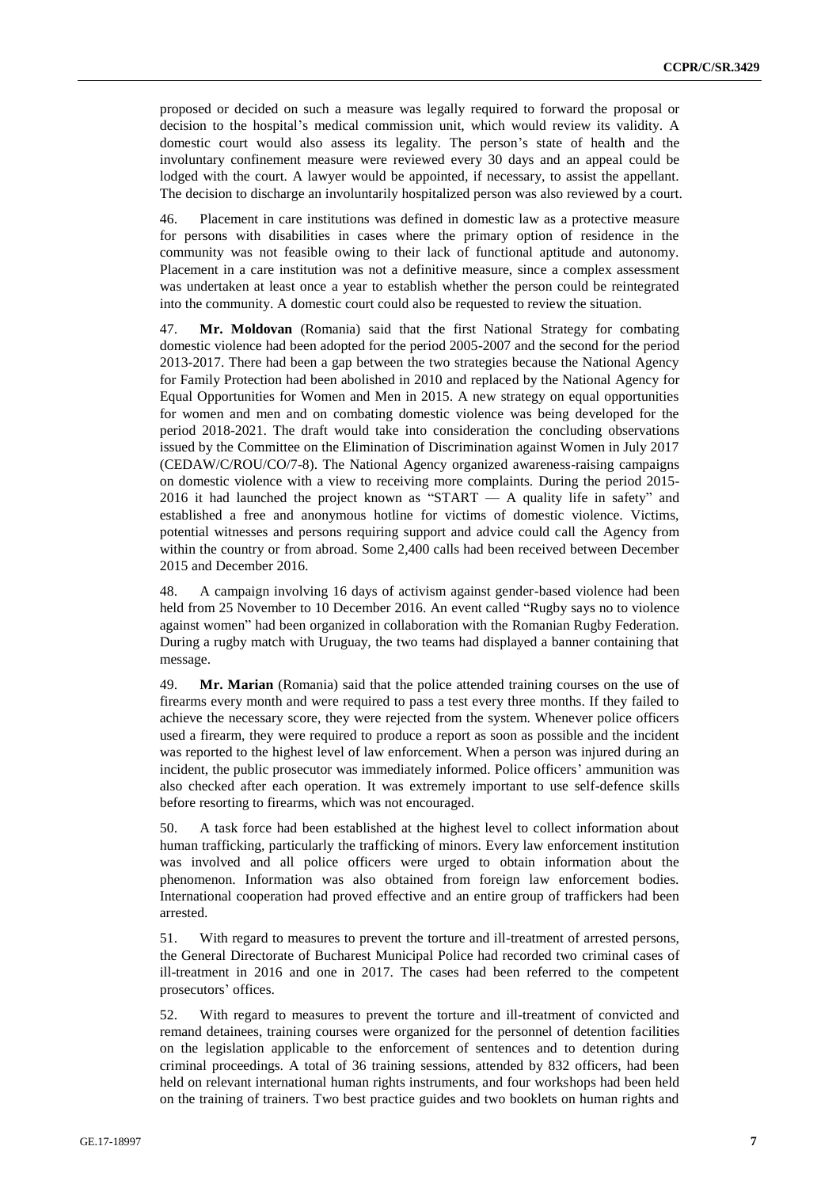proposed or decided on such a measure was legally required to forward the proposal or decision to the hospital's medical commission unit, which would review its validity. A domestic court would also assess its legality. The person's state of health and the involuntary confinement measure were reviewed every 30 days and an appeal could be lodged with the court. A lawyer would be appointed, if necessary, to assist the appellant. The decision to discharge an involuntarily hospitalized person was also reviewed by a court.

46. Placement in care institutions was defined in domestic law as a protective measure for persons with disabilities in cases where the primary option of residence in the community was not feasible owing to their lack of functional aptitude and autonomy. Placement in a care institution was not a definitive measure, since a complex assessment was undertaken at least once a year to establish whether the person could be reintegrated into the community. A domestic court could also be requested to review the situation.

47. **Mr. Moldovan** (Romania) said that the first National Strategy for combating domestic violence had been adopted for the period 2005-2007 and the second for the period 2013-2017. There had been a gap between the two strategies because the National Agency for Family Protection had been abolished in 2010 and replaced by the National Agency for Equal Opportunities for Women and Men in 2015. A new strategy on equal opportunities for women and men and on combating domestic violence was being developed for the period 2018-2021. The draft would take into consideration the concluding observations issued by the Committee on the Elimination of Discrimination against Women in July 2017 (CEDAW/C/ROU/CO/7-8). The National Agency organized awareness-raising campaigns on domestic violence with a view to receiving more complaints. During the period 2015-2016 it had launched the project known as "START — A quality life in safety" and established a free and anonymous hotline for victims of domestic violence. Victims, potential witnesses and persons requiring support and advice could call the Agency from within the country or from abroad. Some 2,400 calls had been received between December 2015 and December 2016.

48. A campaign involving 16 days of activism against gender-based violence had been held from 25 November to 10 December 2016. An event called "Rugby says no to violence against women" had been organized in collaboration with the Romanian Rugby Federation. During a rugby match with Uruguay, the two teams had displayed a banner containing that message.

49. **Mr. Marian** (Romania) said that the police attended training courses on the use of firearms every month and were required to pass a test every three months. If they failed to achieve the necessary score, they were rejected from the system. Whenever police officers used a firearm, they were required to produce a report as soon as possible and the incident was reported to the highest level of law enforcement. When a person was injured during an incident, the public prosecutor was immediately informed. Police officers' ammunition was also checked after each operation. It was extremely important to use self-defence skills before resorting to firearms, which was not encouraged.

50. A task force had been established at the highest level to collect information about human trafficking, particularly the trafficking of minors. Every law enforcement institution was involved and all police officers were urged to obtain information about the phenomenon. Information was also obtained from foreign law enforcement bodies. International cooperation had proved effective and an entire group of traffickers had been arrested.

51. With regard to measures to prevent the torture and ill-treatment of arrested persons, the General Directorate of Bucharest Municipal Police had recorded two criminal cases of ill-treatment in 2016 and one in 2017. The cases had been referred to the competent prosecutors' offices.

52. With regard to measures to prevent the torture and ill-treatment of convicted and remand detainees, training courses were organized for the personnel of detention facilities on the legislation applicable to the enforcement of sentences and to detention during criminal proceedings. A total of 36 training sessions, attended by 832 officers, had been held on relevant international human rights instruments, and four workshops had been held on the training of trainers. Two best practice guides and two booklets on human rights and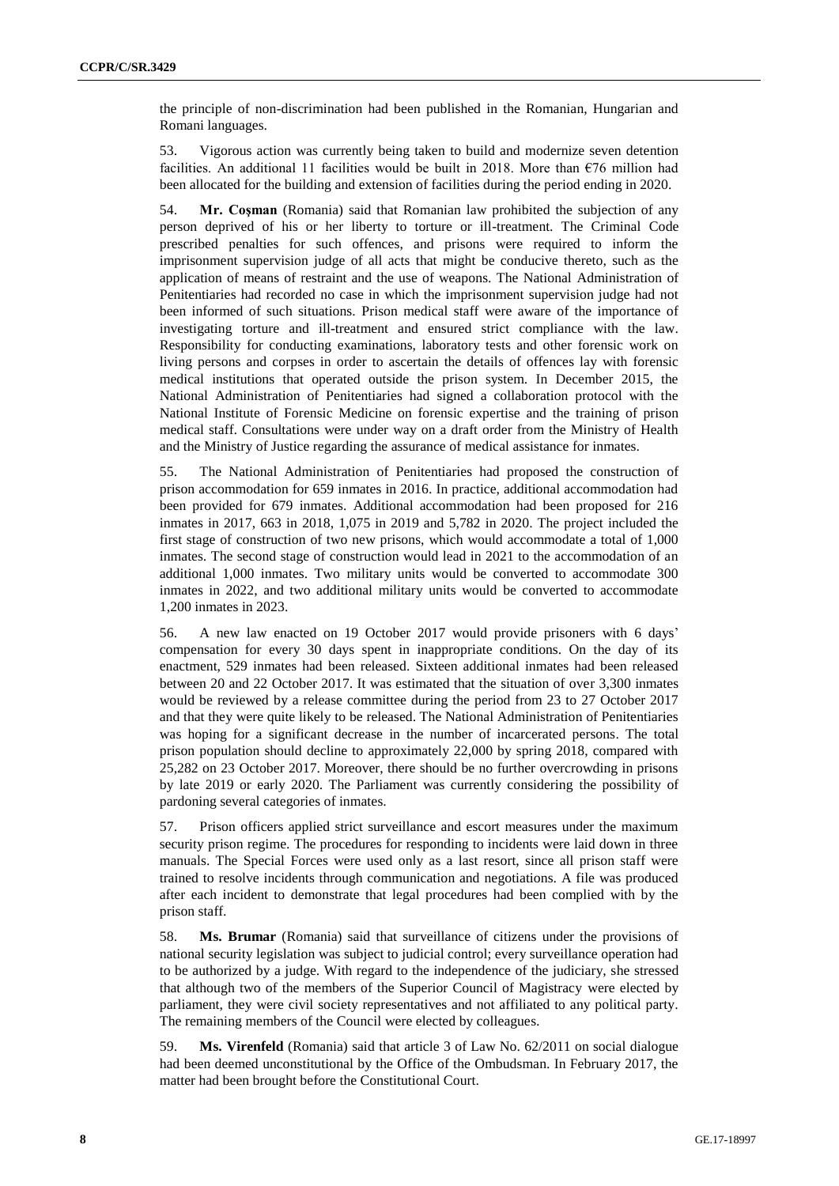the principle of non-discrimination had been published in the Romanian, Hungarian and Romani languages.

53. Vigorous action was currently being taken to build and modernize seven detention facilities. An additional 11 facilities would be built in 2018. More than €76 million had been allocated for the building and extension of facilities during the period ending in 2020.

54. **Mr. Coşman** (Romania) said that Romanian law prohibited the subjection of any person deprived of his or her liberty to torture or ill-treatment. The Criminal Code prescribed penalties for such offences, and prisons were required to inform the imprisonment supervision judge of all acts that might be conducive thereto, such as the application of means of restraint and the use of weapons. The National Administration of Penitentiaries had recorded no case in which the imprisonment supervision judge had not been informed of such situations. Prison medical staff were aware of the importance of investigating torture and ill-treatment and ensured strict compliance with the law. Responsibility for conducting examinations, laboratory tests and other forensic work on living persons and corpses in order to ascertain the details of offences lay with forensic medical institutions that operated outside the prison system. In December 2015, the National Administration of Penitentiaries had signed a collaboration protocol with the National Institute of Forensic Medicine on forensic expertise and the training of prison medical staff. Consultations were under way on a draft order from the Ministry of Health and the Ministry of Justice regarding the assurance of medical assistance for inmates.

55. The National Administration of Penitentiaries had proposed the construction of prison accommodation for 659 inmates in 2016. In practice, additional accommodation had been provided for 679 inmates. Additional accommodation had been proposed for 216 inmates in 2017, 663 in 2018, 1,075 in 2019 and 5,782 in 2020. The project included the first stage of construction of two new prisons, which would accommodate a total of 1,000 inmates. The second stage of construction would lead in 2021 to the accommodation of an additional 1,000 inmates. Two military units would be converted to accommodate 300 inmates in 2022, and two additional military units would be converted to accommodate 1,200 inmates in 2023.

56. A new law enacted on 19 October 2017 would provide prisoners with 6 days' compensation for every 30 days spent in inappropriate conditions. On the day of its enactment, 529 inmates had been released. Sixteen additional inmates had been released between 20 and 22 October 2017. It was estimated that the situation of over 3,300 inmates would be reviewed by a release committee during the period from 23 to 27 October 2017 and that they were quite likely to be released. The National Administration of Penitentiaries was hoping for a significant decrease in the number of incarcerated persons. The total prison population should decline to approximately 22,000 by spring 2018, compared with 25,282 on 23 October 2017. Moreover, there should be no further overcrowding in prisons by late 2019 or early 2020. The Parliament was currently considering the possibility of pardoning several categories of inmates.

57. Prison officers applied strict surveillance and escort measures under the maximum security prison regime. The procedures for responding to incidents were laid down in three manuals. The Special Forces were used only as a last resort, since all prison staff were trained to resolve incidents through communication and negotiations. A file was produced after each incident to demonstrate that legal procedures had been complied with by the prison staff.

58. **Ms. Brumar** (Romania) said that surveillance of citizens under the provisions of national security legislation was subject to judicial control; every surveillance operation had to be authorized by a judge. With regard to the independence of the judiciary, she stressed that although two of the members of the Superior Council of Magistracy were elected by parliament, they were civil society representatives and not affiliated to any political party. The remaining members of the Council were elected by colleagues.

59. **Ms. Virenfeld** (Romania) said that article 3 of Law No. 62/2011 on social dialogue had been deemed unconstitutional by the Office of the Ombudsman. In February 2017, the matter had been brought before the Constitutional Court.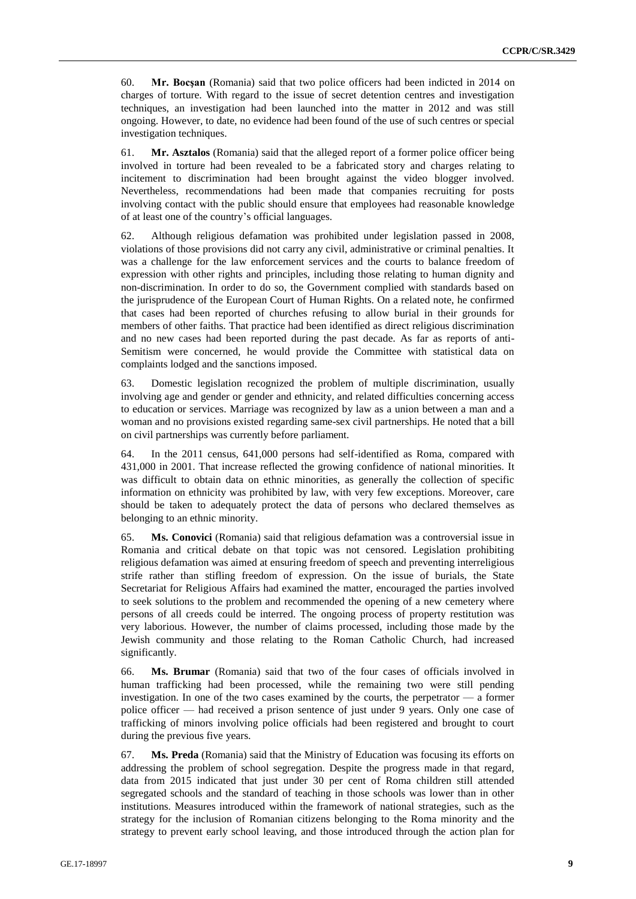60. **Mr. Bocşan** (Romania) said that two police officers had been indicted in 2014 on charges of torture. With regard to the issue of secret detention centres and investigation techniques, an investigation had been launched into the matter in 2012 and was still ongoing. However, to date, no evidence had been found of the use of such centres or special investigation techniques.

61. **Mr. Asztalos** (Romania) said that the alleged report of a former police officer being involved in torture had been revealed to be a fabricated story and charges relating to incitement to discrimination had been brought against the video blogger involved. Nevertheless, recommendations had been made that companies recruiting for posts involving contact with the public should ensure that employees had reasonable knowledge of at least one of the country's official languages.

62. Although religious defamation was prohibited under legislation passed in 2008, violations of those provisions did not carry any civil, administrative or criminal penalties. It was a challenge for the law enforcement services and the courts to balance freedom of expression with other rights and principles, including those relating to human dignity and non-discrimination. In order to do so, the Government complied with standards based on the jurisprudence of the European Court of Human Rights. On a related note, he confirmed that cases had been reported of churches refusing to allow burial in their grounds for members of other faiths. That practice had been identified as direct religious discrimination and no new cases had been reported during the past decade. As far as reports of anti-Semitism were concerned, he would provide the Committee with statistical data on complaints lodged and the sanctions imposed.

63. Domestic legislation recognized the problem of multiple discrimination, usually involving age and gender or gender and ethnicity, and related difficulties concerning access to education or services. Marriage was recognized by law as a union between a man and a woman and no provisions existed regarding same-sex civil partnerships. He noted that a bill on civil partnerships was currently before parliament.

64. In the 2011 census, 641,000 persons had self-identified as Roma, compared with 431,000 in 2001. That increase reflected the growing confidence of national minorities. It was difficult to obtain data on ethnic minorities, as generally the collection of specific information on ethnicity was prohibited by law, with very few exceptions. Moreover, care should be taken to adequately protect the data of persons who declared themselves as belonging to an ethnic minority.

65. **Ms. Conovici** (Romania) said that religious defamation was a controversial issue in Romania and critical debate on that topic was not censored. Legislation prohibiting religious defamation was aimed at ensuring freedom of speech and preventing interreligious strife rather than stifling freedom of expression. On the issue of burials, the State Secretariat for Religious Affairs had examined the matter, encouraged the parties involved to seek solutions to the problem and recommended the opening of a new cemetery where persons of all creeds could be interred. The ongoing process of property restitution was very laborious. However, the number of claims processed, including those made by the Jewish community and those relating to the Roman Catholic Church, had increased significantly.

66. **Ms. Brumar** (Romania) said that two of the four cases of officials involved in human trafficking had been processed, while the remaining two were still pending investigation. In one of the two cases examined by the courts, the perpetrator — a former police officer — had received a prison sentence of just under 9 years. Only one case of trafficking of minors involving police officials had been registered and brought to court during the previous five years.

67. **Ms. Preda** (Romania) said that the Ministry of Education was focusing its efforts on addressing the problem of school segregation. Despite the progress made in that regard, data from 2015 indicated that just under 30 per cent of Roma children still attended segregated schools and the standard of teaching in those schools was lower than in other institutions. Measures introduced within the framework of national strategies, such as the strategy for the inclusion of Romanian citizens belonging to the Roma minority and the strategy to prevent early school leaving, and those introduced through the action plan for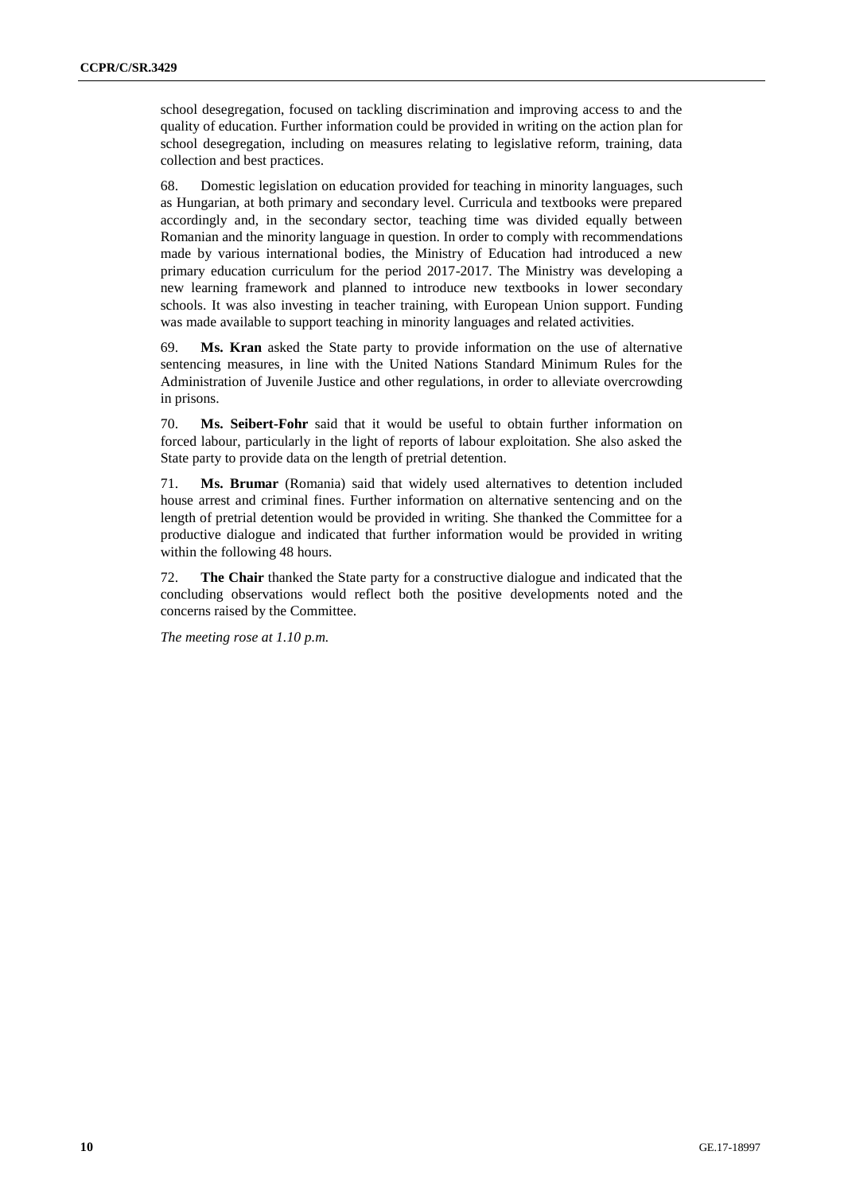school desegregation, focused on tackling discrimination and improving access to and the quality of education. Further information could be provided in writing on the action plan for school desegregation, including on measures relating to legislative reform, training, data collection and best practices.

68. Domestic legislation on education provided for teaching in minority languages, such as Hungarian, at both primary and secondary level. Curricula and textbooks were prepared accordingly and, in the secondary sector, teaching time was divided equally between Romanian and the minority language in question. In order to comply with recommendations made by various international bodies, the Ministry of Education had introduced a new primary education curriculum for the period 2017-2017. The Ministry was developing a new learning framework and planned to introduce new textbooks in lower secondary schools. It was also investing in teacher training, with European Union support. Funding was made available to support teaching in minority languages and related activities.

69. **Ms. Kran** asked the State party to provide information on the use of alternative sentencing measures, in line with the United Nations Standard Minimum Rules for the Administration of Juvenile Justice and other regulations, in order to alleviate overcrowding in prisons.

70. **Ms. Seibert-Fohr** said that it would be useful to obtain further information on forced labour, particularly in the light of reports of labour exploitation. She also asked the State party to provide data on the length of pretrial detention.

71. **Ms. Brumar** (Romania) said that widely used alternatives to detention included house arrest and criminal fines. Further information on alternative sentencing and on the length of pretrial detention would be provided in writing. She thanked the Committee for a productive dialogue and indicated that further information would be provided in writing within the following 48 hours.

72. **The Chair** thanked the State party for a constructive dialogue and indicated that the concluding observations would reflect both the positive developments noted and the concerns raised by the Committee.

*The meeting rose at 1.10 p.m.*